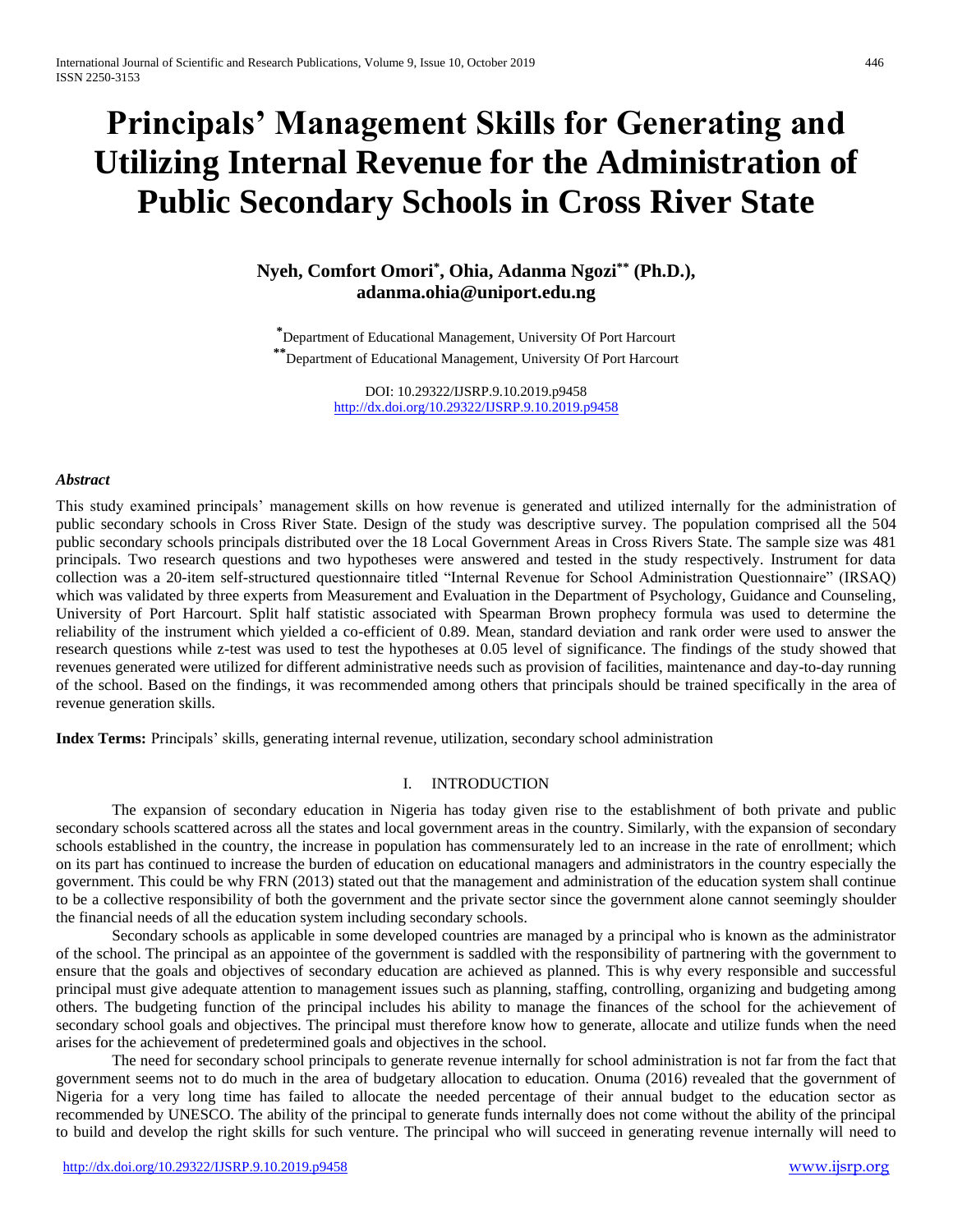# Principals' Management Skills for Generating and Utilizing Internal Revenue for the Administration of Public Secondary Schools in Cross River State

**Nyeh, Comfort Omori[*], Ohia, Adanma Ngozi[**] (Ph.D.), adanma.ohia@uniport.edu.ng**

[*] Department of Educational Management, University Of Port Harcourt
[**] Department of Educational Management, University Of Port Harcourt

DOI: 10.29322/IJSRP.9.10.2019.p9458
http://dx.doi.org/10.29322/IJSRP.9.10.2019.p9458

***Abstract***

This study examined principals' management skills on how revenue is generated and utilized internally for the administration of public secondary schools in Cross River State. Design of the study was descriptive survey. The population comprised all the 504 public secondary schools principals distributed over the 18 Local Government Areas in Cross Rivers State. The sample size was 481 principals. Two research questions and two hypotheses were answered and tested in the study respectively. Instrument for data collection was a 20-item self-structured questionnaire titled "Internal Revenue for School Administration Questionnaire" (IRSAQ) which was validated by three experts from Measurement and Evaluation in the Department of Psychology, Guidance and Counseling, University of Port Harcourt. Split half statistic associated with Spearman Brown prophecy formula was used to determine the reliability of the instrument which yielded a co-efficient of 0.89. Mean, standard deviation and rank order were used to answer the research questions while z-test was used to test the hypotheses at 0.05 level of significance. The findings of the study showed that revenues generated were utilized for different administrative needs such as provision of facilities, maintenance and day-to-day running of the school. Based on the findings, it was recommended among others that principals should be trained specifically in the area of revenue generation skills.

**Index Terms:** Principals' skills, generating internal revenue, utilization, secondary school administration

## I. INTRODUCTION

The expansion of secondary education in Nigeria has today given rise to the establishment of both private and public secondary schools scattered across all the states and local government areas in the country. Similarly, with the expansion of secondary schools established in the country, the increase in population has commensurately led to an increase in the rate of enrollment; which on its part has continued to increase the burden of education on educational managers and administrators in the country especially the government. This could be why FRN (2013) stated out that the management and administration of the education system shall continue to be a collective responsibility of both the government and the private sector since the government alone cannot seemingly shoulder the financial needs of all the education system including secondary schools.

Secondary schools as applicable in some developed countries are managed by a principal who is known as the administrator of the school. The principal as an appointee of the government is saddled with the responsibility of partnering with the government to ensure that the goals and objectives of secondary education are achieved as planned. This is why every responsible and successful principal must give adequate attention to management issues such as planning, staffing, controlling, organizing and budgeting among others. The budgeting function of the principal includes his ability to manage the finances of the school for the achievement of secondary school goals and objectives. The principal must therefore know how to generate, allocate and utilize funds when the need arises for the achievement of predetermined goals and objectives in the school.

The need for secondary school principals to generate revenue internally for school administration is not far from the fact that government seems not to do much in the area of budgetary allocation to education. Onuma (2016) revealed that the government of Nigeria for a very long time has failed to allocate the needed percentage of their annual budget to the education sector as recommended by UNESCO. The ability of the principal to generate funds internally does not come without the ability of the principal to build and develop the right skills for such venture. The principal who will succeed in generating revenue internally will need to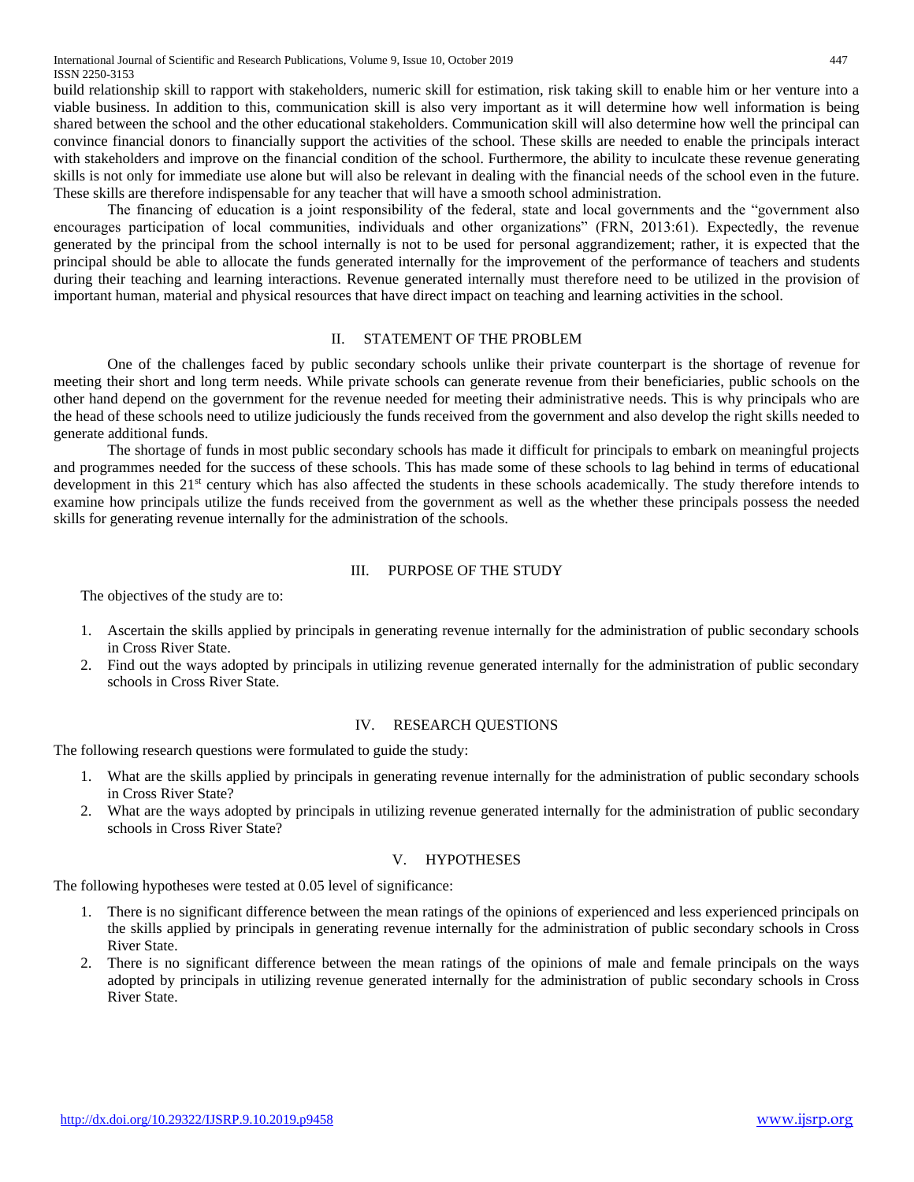build relationship skill to rapport with stakeholders, numeric skill for estimation, risk taking skill to enable him or her venture into a viable business. In addition to this, communication skill is also very important as it will determine how well information is being shared between the school and the other educational stakeholders. Communication skill will also determine how well the principal can convince financial donors to financially support the activities of the school. These skills are needed to enable the principals interact with stakeholders and improve on the financial condition of the school. Furthermore, the ability to inculcate these revenue generating skills is not only for immediate use alone but will also be relevant in dealing with the financial needs of the school even in the future. These skills are therefore indispensable for any teacher that will have a smooth school administration.

The financing of education is a joint responsibility of the federal, state and local governments and the "government also encourages participation of local communities, individuals and other organizations" (FRN, 2013:61). Expectedly, the revenue generated by the principal from the school internally is not to be used for personal aggrandizement; rather, it is expected that the principal should be able to allocate the funds generated internally for the improvement of the performance of teachers and students during their teaching and learning interactions. Revenue generated internally must therefore need to be utilized in the provision of important human, material and physical resources that have direct impact on teaching and learning activities in the school.

## II. STATEMENT OF THE PROBLEM

One of the challenges faced by public secondary schools unlike their private counterpart is the shortage of revenue for meeting their short and long term needs. While private schools can generate revenue from their beneficiaries, public schools on the other hand depend on the government for the revenue needed for meeting their administrative needs. This is why principals who are the head of these schools need to utilize judiciously the funds received from the government and also develop the right skills needed to generate additional funds.

The shortage of funds in most public secondary schools has made it difficult for principals to embark on meaningful projects and programmes needed for the success of these schools. This has made some of these schools to lag behind in terms of educational development in this 21st century which has also affected the students in these schools academically. The study therefore intends to examine how principals utilize the funds received from the government as well as the whether these principals possess the needed skills for generating revenue internally for the administration of the schools.

## III. PURPOSE OF THE STUDY

The objectives of the study are to:

1. Ascertain the skills applied by principals in generating revenue internally for the administration of public secondary schools in Cross River State.
2. Find out the ways adopted by principals in utilizing revenue generated internally for the administration of public secondary schools in Cross River State.

## IV. RESEARCH QUESTIONS

The following research questions were formulated to guide the study:

1. What are the skills applied by principals in generating revenue internally for the administration of public secondary schools in Cross River State?
2. What are the ways adopted by principals in utilizing revenue generated internally for the administration of public secondary schools in Cross River State?

## V. HYPOTHESES

The following hypotheses were tested at 0.05 level of significance:

1. There is no significant difference between the mean ratings of the opinions of experienced and less experienced principals on the skills applied by principals in generating revenue internally for the administration of public secondary schools in Cross River State.
2. There is no significant difference between the mean ratings of the opinions of male and female principals on the ways adopted by principals in utilizing revenue generated internally for the administration of public secondary schools in Cross River State.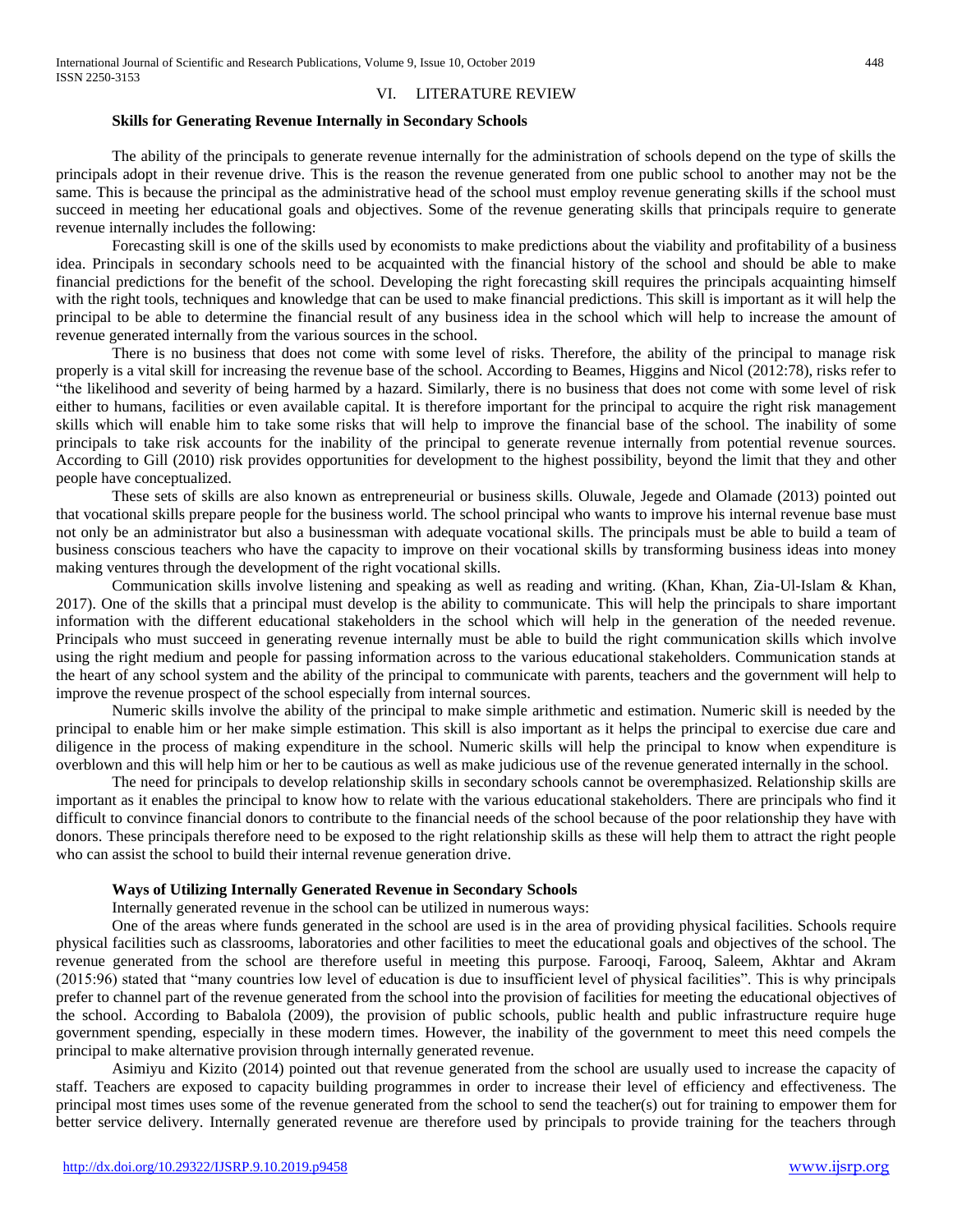## VI. LITERATURE REVIEW

**Skills for Generating Revenue Internally in Secondary Schools**

The ability of the principals to generate revenue internally for the administration of schools depend on the type of skills the principals adopt in their revenue drive. This is the reason the revenue generated from one public school to another may not be the same. This is because the principal as the administrative head of the school must employ revenue generating skills if the school must succeed in meeting her educational goals and objectives. Some of the revenue generating skills that principals require to generate revenue internally includes the following:

Forecasting skill is one of the skills used by economists to make predictions about the viability and profitability of a business idea. Principals in secondary schools need to be acquainted with the financial history of the school and should be able to make financial predictions for the benefit of the school. Developing the right forecasting skill requires the principals acquainting himself with the right tools, techniques and knowledge that can be used to make financial predictions. This skill is important as it will help the principal to be able to determine the financial result of any business idea in the school which will help to increase the amount of revenue generated internally from the various sources in the school.

There is no business that does not come with some level of risks. Therefore, the ability of the principal to manage risk properly is a vital skill for increasing the revenue base of the school. According to Beames, Higgins and Nicol (2012:78), risks refer to "the likelihood and severity of being harmed by a hazard. Similarly, there is no business that does not come with some level of risk either to humans, facilities or even available capital. It is therefore important for the principal to acquire the right risk management skills which will enable him to take some risks that will help to improve the financial base of the school. The inability of some principals to take risk accounts for the inability of the principal to generate revenue internally from potential revenue sources. According to Gill (2010) risk provides opportunities for development to the highest possibility, beyond the limit that they and other people have conceptualized.

These sets of skills are also known as entrepreneurial or business skills. Oluwale, Jegede and Olamade (2013) pointed out that vocational skills prepare people for the business world. The school principal who wants to improve his internal revenue base must not only be an administrator but also a businessman with adequate vocational skills. The principals must be able to build a team of business conscious teachers who have the capacity to improve on their vocational skills by transforming business ideas into money making ventures through the development of the right vocational skills.

Communication skills involve listening and speaking as well as reading and writing. (Khan, Khan, Zia-Ul-Islam & Khan, 2017). One of the skills that a principal must develop is the ability to communicate. This will help the principals to share important information with the different educational stakeholders in the school which will help in the generation of the needed revenue. Principals who must succeed in generating revenue internally must be able to build the right communication skills which involve using the right medium and people for passing information across to the various educational stakeholders. Communication stands at the heart of any school system and the ability of the principal to communicate with parents, teachers and the government will help to improve the revenue prospect of the school especially from internal sources.

Numeric skills involve the ability of the principal to make simple arithmetic and estimation. Numeric skill is needed by the principal to enable him or her make simple estimation. This skill is also important as it helps the principal to exercise due care and diligence in the process of making expenditure in the school. Numeric skills will help the principal to know when expenditure is overblown and this will help him or her to be cautious as well as make judicious use of the revenue generated internally in the school.

The need for principals to develop relationship skills in secondary schools cannot be overemphasized. Relationship skills are important as it enables the principal to know how to relate with the various educational stakeholders. There are principals who find it difficult to convince financial donors to contribute to the financial needs of the school because of the poor relationship they have with donors. These principals therefore need to be exposed to the right relationship skills as these will help them to attract the right people who can assist the school to build their internal revenue generation drive.

**Ways of Utilizing Internally Generated Revenue in Secondary Schools**

Internally generated revenue in the school can be utilized in numerous ways:

One of the areas where funds generated in the school are used is in the area of providing physical facilities. Schools require physical facilities such as classrooms, laboratories and other facilities to meet the educational goals and objectives of the school. The revenue generated from the school are therefore useful in meeting this purpose. Farooqi, Farooq, Saleem, Akhtar and Akram (2015:96) stated that "many countries low level of education is due to insufficient level of physical facilities". This is why principals prefer to channel part of the revenue generated from the school into the provision of facilities for meeting the educational objectives of the school. According to Babalola (2009), the provision of public schools, public health and public infrastructure require huge government spending, especially in these modern times. However, the inability of the government to meet this need compels the principal to make alternative provision through internally generated revenue.

Asimiyu and Kizito (2014) pointed out that revenue generated from the school are usually used to increase the capacity of staff. Teachers are exposed to capacity building programmes in order to increase their level of efficiency and effectiveness. The principal most times uses some of the revenue generated from the school to send the teacher(s) out for training to empower them for better service delivery. Internally generated revenue are therefore used by principals to provide training for the teachers through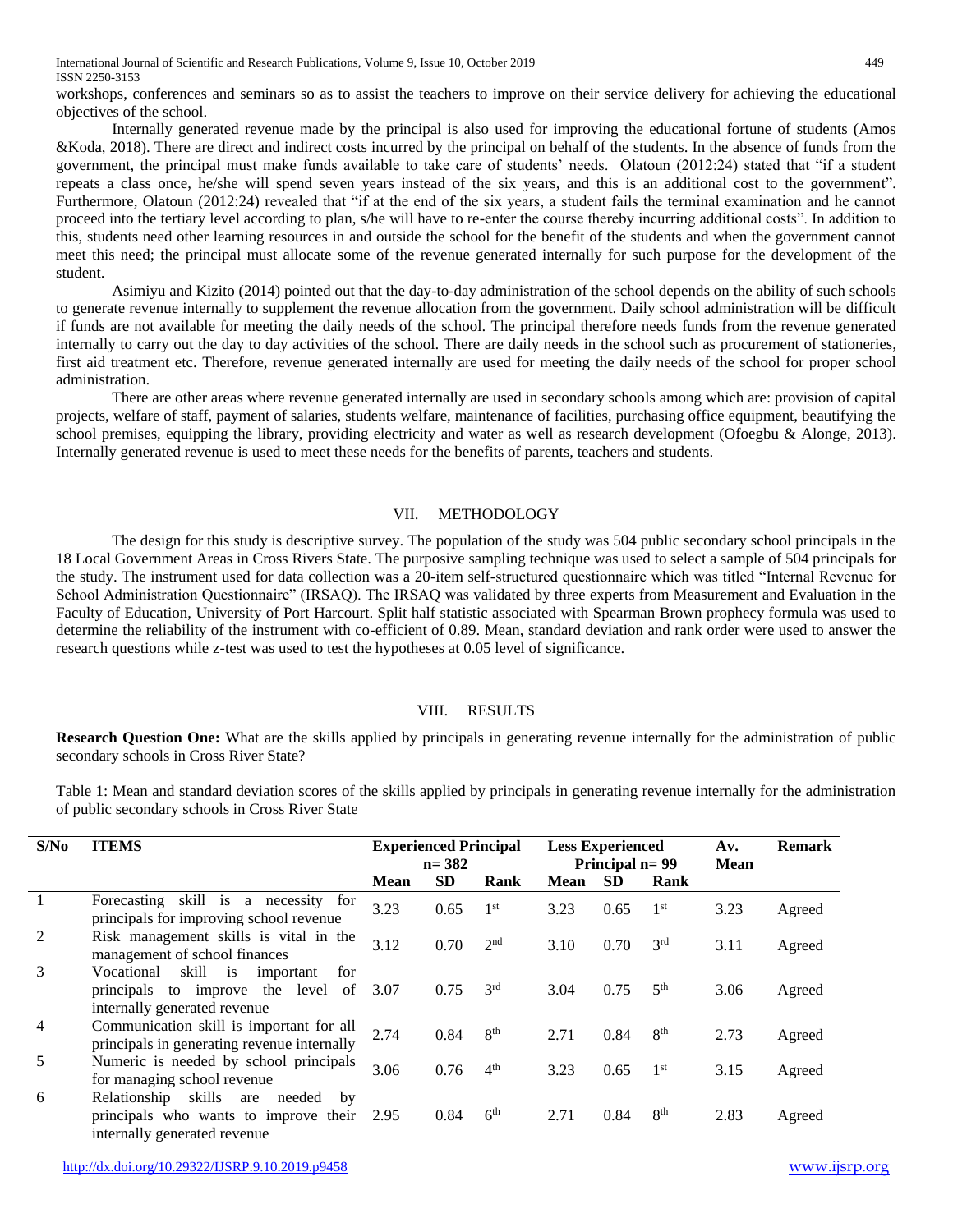workshops, conferences and seminars so as to assist the teachers to improve on their service delivery for achieving the educational objectives of the school.

Internally generated revenue made by the principal is also used for improving the educational fortune of students (Amos &Koda, 2018). There are direct and indirect costs incurred by the principal on behalf of the students. In the absence of funds from the government, the principal must make funds available to take care of students' needs. Olatoun (2012:24) stated that "if a student repeats a class once, he/she will spend seven years instead of the six years, and this is an additional cost to the government". Furthermore, Olatoun (2012:24) revealed that "if at the end of the six years, a student fails the terminal examination and he cannot proceed into the tertiary level according to plan, s/he will have to re-enter the course thereby incurring additional costs". In addition to this, students need other learning resources in and outside the school for the benefit of the students and when the government cannot meet this need; the principal must allocate some of the revenue generated internally for such purpose for the development of the student.

Asimiyu and Kizito (2014) pointed out that the day-to-day administration of the school depends on the ability of such schools to generate revenue internally to supplement the revenue allocation from the government. Daily school administration will be difficult if funds are not available for meeting the daily needs of the school. The principal therefore needs funds from the revenue generated internally to carry out the day to day activities of the school. There are daily needs in the school such as procurement of stationeries, first aid treatment etc. Therefore, revenue generated internally are used for meeting the daily needs of the school for proper school administration.

There are other areas where revenue generated internally are used in secondary schools among which are: provision of capital projects, welfare of staff, payment of salaries, students welfare, maintenance of facilities, purchasing office equipment, beautifying the school premises, equipping the library, providing electricity and water as well as research development (Ofoegbu & Alonge, 2013). Internally generated revenue is used to meet these needs for the benefits of parents, teachers and students.

## VII. METHODOLOGY

The design for this study is descriptive survey. The population of the study was 504 public secondary school principals in the 18 Local Government Areas in Cross Rivers State. The purposive sampling technique was used to select a sample of 504 principals for the study. The instrument used for data collection was a 20-item self-structured questionnaire which was titled "Internal Revenue for School Administration Questionnaire" (IRSAQ). The IRSAQ was validated by three experts from Measurement and Evaluation in the Faculty of Education, University of Port Harcourt. Split half statistic associated with Spearman Brown prophecy formula was used to determine the reliability of the instrument with co-efficient of 0.89. Mean, standard deviation and rank order were used to answer the research questions while z-test was used to test the hypotheses at 0.05 level of significance.

## VIII. RESULTS

**Research Question One:** What are the skills applied by principals in generating revenue internally for the administration of public secondary schools in Cross River State?

Table 1: Mean and standard deviation scores of the skills applied by principals in generating revenue internally for the administration of public secondary schools in Cross River State

| S/No | ITEMS | Experienced Principal n= 382 | | | Less Experienced Principal n= 99 | | | Av. Mean | Remark |
|---|---|---|---|---|---|---|---|---|---|
| | | Mean | SD | Rank | Mean | SD | Rank | | |
| 1 | Forecasting skill is a necessity for principals for improving school revenue | 3.23 | 0.65 | 1st | 3.23 | 0.65 | 1st | 3.23 | Agreed |
| 2 | Risk management skills is vital in the management of school finances | 3.12 | 0.70 | 2nd | 3.10 | 0.70 | 3rd | 3.11 | Agreed |
| 3 | Vocational skill is important for principals to improve the level of internally generated revenue | 3.07 | 0.75 | 3rd | 3.04 | 0.75 | 5th | 3.06 | Agreed |
| 4 | Communication skill is important for all principals in generating revenue internally | 2.74 | 0.84 | 8th | 2.71 | 0.84 | 8th | 2.73 | Agreed |
| 5 | Numeric is needed by school principals for managing school revenue | 3.06 | 0.76 | 4th | 3.23 | 0.65 | 1st | 3.15 | Agreed |
| 6 | Relationship skills are needed by principals who wants to improve their internally generated revenue | 2.95 | 0.84 | 6th | 2.71 | 0.84 | 8th | 2.83 | Agreed |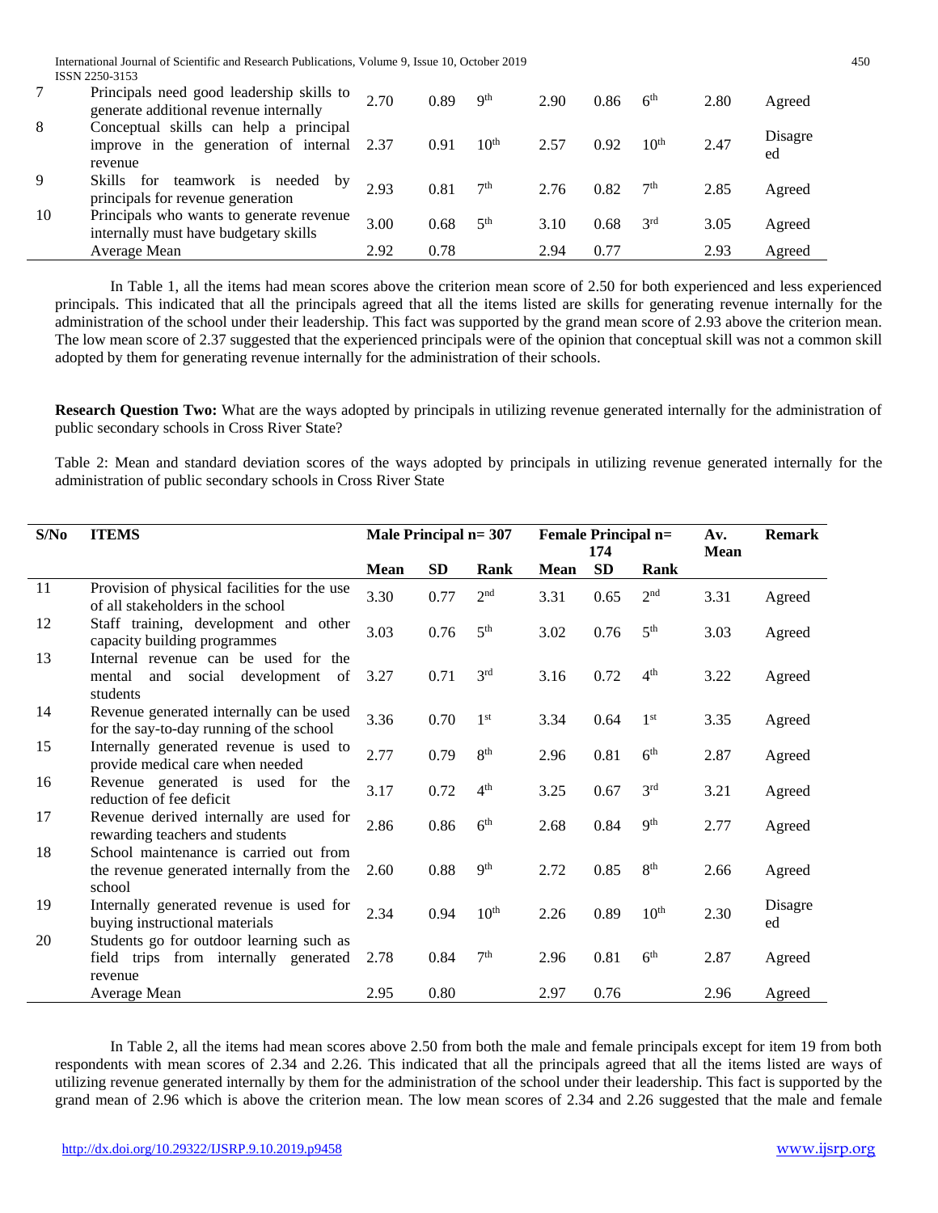| S/No | ITEMS | Mean | SD | Rank | Mean | SD | Rank | Av. Mean | Remark |
|---|---|---|---|---|---|---|---|---|---|
| 7 | Principals need good leadership skills to generate additional revenue internally | 2.70 | 0.89 | 9th | 2.90 | 0.86 | 6th | 2.80 | Agreed |
| 8 | Conceptual skills can help a principal improve in the generation of internal revenue | 2.37 | 0.91 | 10th | 2.57 | 0.92 | 10th | 2.47 | Disagreed |
| 9 | Skills for teamwork is needed by principals for revenue generation | 2.93 | 0.81 | 7th | 2.76 | 0.82 | 7th | 2.85 | Agreed |
| 10 | Principals who wants to generate revenue internally must have budgetary skills | 3.00 | 0.68 | 5th | 3.10 | 0.68 | 3rd | 3.05 | Agreed |
| | Average Mean | 2.92 | 0.78 | | 2.94 | 0.77 | | 2.93 | Agreed |

In Table 1, all the items had mean scores above the criterion mean score of 2.50 for both experienced and less experienced principals. This indicated that all the principals agreed that all the items listed are skills for generating revenue internally for the administration of the school under their leadership. This fact was supported by the grand mean score of 2.93 above the criterion mean. The low mean score of 2.37 suggested that the experienced principals were of the opinion that conceptual skill was not a common skill adopted by them for generating revenue internally for the administration of their schools.

**Research Question Two:** What are the ways adopted by principals in utilizing revenue generated internally for the administration of public secondary schools in Cross River State?

Table 2: Mean and standard deviation scores of the ways adopted by principals in utilizing revenue generated internally for the administration of public secondary schools in Cross River State

| S/No | ITEMS | Male Principal n= 307 | | | Female Principal n= 174 | | | Av. Mean | Remark |
|---|---|---|---|---|---|---|---|---|---|
| | | Mean | SD | Rank | Mean | SD | Rank | | |
| 11 | Provision of physical facilities for the use of all stakeholders in the school | 3.30 | 0.77 | 2nd | 3.31 | 0.65 | 2nd | 3.31 | Agreed |
| 12 | Staff training, development and other capacity building programmes | 3.03 | 0.76 | 5th | 3.02 | 0.76 | 5th | 3.03 | Agreed |
| 13 | Internal revenue can be used for the mental and social development of students | 3.27 | 0.71 | 3rd | 3.16 | 0.72 | 4th | 3.22 | Agreed |
| 14 | Revenue generated internally can be used for the say-to-day running of the school | 3.36 | 0.70 | 1st | 3.34 | 0.64 | 1st | 3.35 | Agreed |
| 15 | Internally generated revenue is used to provide medical care when needed | 2.77 | 0.79 | 8th | 2.96 | 0.81 | 6th | 2.87 | Agreed |
| 16 | Revenue generated is used for the reduction of fee deficit | 3.17 | 0.72 | 4th | 3.25 | 0.67 | 3rd | 3.21 | Agreed |
| 17 | Revenue derived internally are used for rewarding teachers and students | 2.86 | 0.86 | 6th | 2.68 | 0.84 | 9th | 2.77 | Agreed |
| 18 | School maintenance is carried out from the revenue generated internally from the school | 2.60 | 0.88 | 9th | 2.72 | 0.85 | 8th | 2.66 | Agreed |
| 19 | Internally generated revenue is used for buying instructional materials | 2.34 | 0.94 | 10th | 2.26 | 0.89 | 10th | 2.30 | Disagreed |
| 20 | Students go for outdoor learning such as field trips from internally generated revenue | 2.78 | 0.84 | 7th | 2.96 | 0.81 | 6th | 2.87 | Agreed |
| | Average Mean | 2.95 | 0.80 | | 2.97 | 0.76 | | 2.96 | Agreed |

In Table 2, all the items had mean scores above 2.50 from both the male and female principals except for item 19 from both respondents with mean scores of 2.34 and 2.26. This indicated that all the principals agreed that all the items listed are ways of utilizing revenue generated internally by them for the administration of the school under their leadership. This fact is supported by the grand mean of 2.96 which is above the criterion mean. The low mean scores of 2.34 and 2.26 suggested that the male and female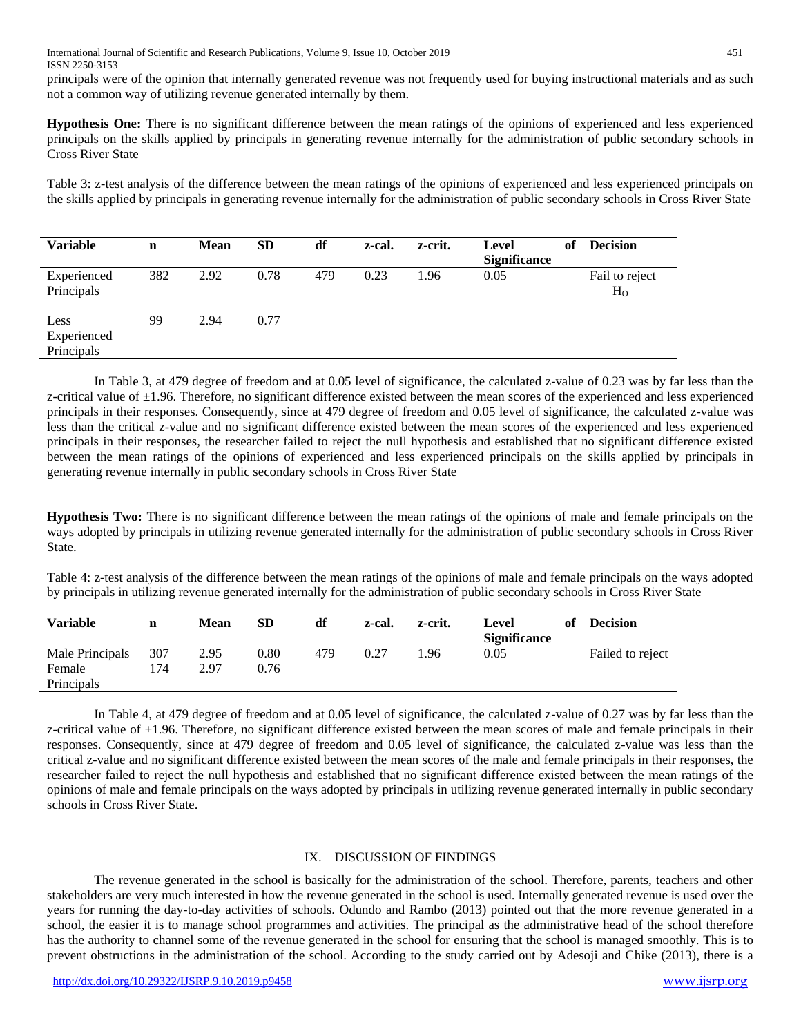principals were of the opinion that internally generated revenue was not frequently used for buying instructional materials and as such not a common way of utilizing revenue generated internally by them.

**Hypothesis One:** There is no significant difference between the mean ratings of the opinions of experienced and less experienced principals on the skills applied by principals in generating revenue internally for the administration of public secondary schools in Cross River State

Table 3: z-test analysis of the difference between the mean ratings of the opinions of experienced and less experienced principals on the skills applied by principals in generating revenue internally for the administration of public secondary schools in Cross River State

| Variable | n | Mean | SD | df | z-cal. | z-crit. | Level of Significance | Decision |
|---|---|---|---|---|---|---|---|---|
| Experienced Principals | 382 | 2.92 | 0.78 | 479 | 0.23 | 1.96 | 0.05 | Fail to reject $H_O$ |
| Less Experienced Principals | 99 | 2.94 | 0.77 | | | | | |

In Table 3, at 479 degree of freedom and at 0.05 level of significance, the calculated z-value of 0.23 was by far less than the z-critical value of ±1.96. Therefore, no significant difference existed between the mean scores of the experienced and less experienced principals in their responses. Consequently, since at 479 degree of freedom and 0.05 level of significance, the calculated z-value was less than the critical z-value and no significant difference existed between the mean scores of the experienced and less experienced principals in their responses, the researcher failed to reject the null hypothesis and established that no significant difference existed between the mean ratings of the opinions of experienced and less experienced principals on the skills applied by principals in generating revenue internally in public secondary schools in Cross River State

**Hypothesis Two:** There is no significant difference between the mean ratings of the opinions of male and female principals on the ways adopted by principals in utilizing revenue generated internally for the administration of public secondary schools in Cross River State.

Table 4: z-test analysis of the difference between the mean ratings of the opinions of male and female principals on the ways adopted by principals in utilizing revenue generated internally for the administration of public secondary schools in Cross River State

| Variable | n | Mean | SD | df | z-cal. | z-crit. | Level of Significance | Decision |
|---|---|---|---|---|---|---|---|---|
| Male Principals | 307 | 2.95 | 0.80 | 479 | 0.27 | 1.96 | 0.05 | Failed to reject |
| Female Principals | 174 | 2.97 | 0.76 | | | | | |

In Table 4, at 479 degree of freedom and at 0.05 level of significance, the calculated z-value of 0.27 was by far less than the z-critical value of ±1.96. Therefore, no significant difference existed between the mean scores of male and female principals in their responses. Consequently, since at 479 degree of freedom and 0.05 level of significance, the calculated z-value was less than the critical z-value and no significant difference existed between the mean scores of the male and female principals in their responses, the researcher failed to reject the null hypothesis and established that no significant difference existed between the mean ratings of the opinions of male and female principals on the ways adopted by principals in utilizing revenue generated internally in public secondary schools in Cross River State.

## IX. DISCUSSION OF FINDINGS

The revenue generated in the school is basically for the administration of the school. Therefore, parents, teachers and other stakeholders are very much interested in how the revenue generated in the school is used. Internally generated revenue is used over the years for running the day-to-day activities of schools. Odundo and Rambo (2013) pointed out that the more revenue generated in a school, the easier it is to manage school programmes and activities. The principal as the administrative head of the school therefore has the authority to channel some of the revenue generated in the school for ensuring that the school is managed smoothly. This is to prevent obstructions in the administration of the school. According to the study carried out by Adesoji and Chike (2013), there is a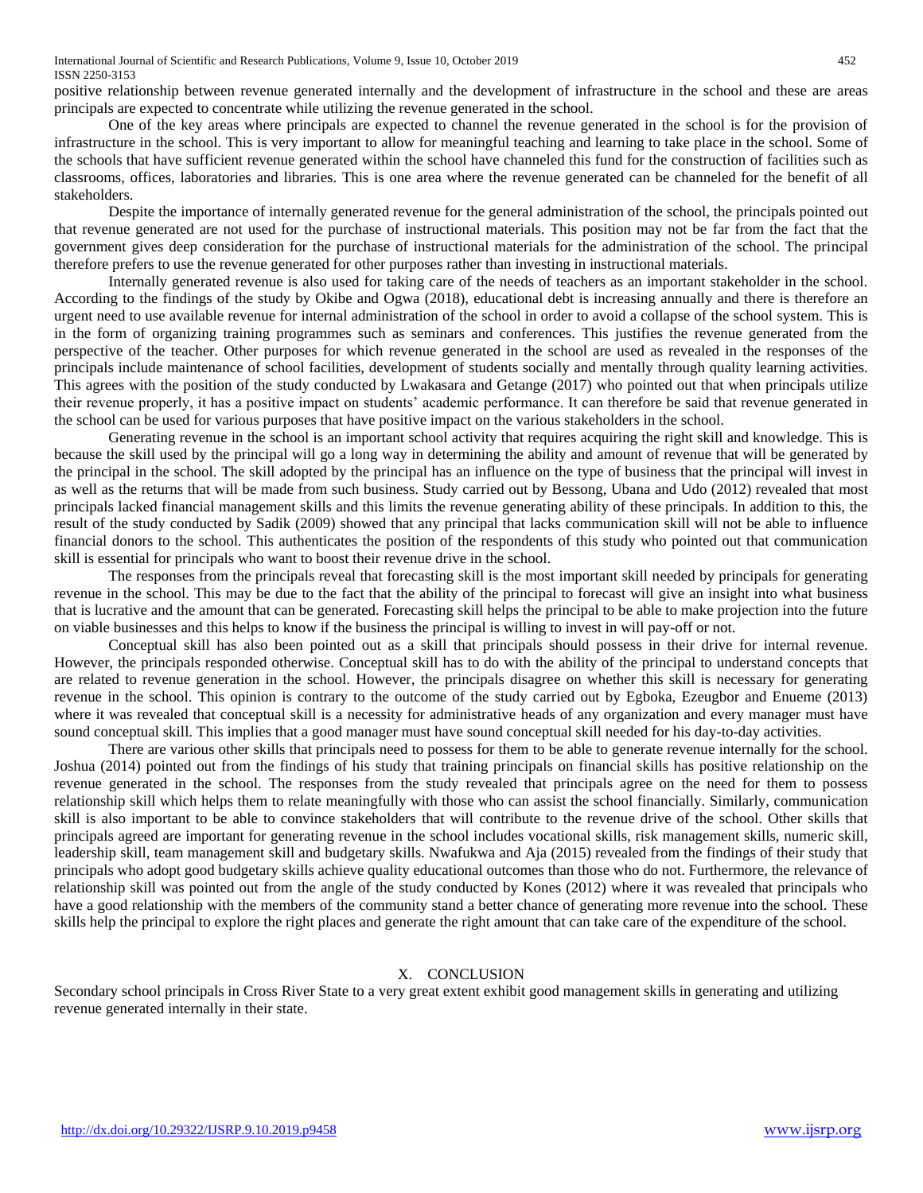positive relationship between revenue generated internally and the development of infrastructure in the school and these are areas principals are expected to concentrate while utilizing the revenue generated in the school.

One of the key areas where principals are expected to channel the revenue generated in the school is for the provision of infrastructure in the school. This is very important to allow for meaningful teaching and learning to take place in the school. Some of the schools that have sufficient revenue generated within the school have channeled this fund for the construction of facilities such as classrooms, offices, laboratories and libraries. This is one area where the revenue generated can be channeled for the benefit of all stakeholders.

Despite the importance of internally generated revenue for the general administration of the school, the principals pointed out that revenue generated are not used for the purchase of instructional materials. This position may not be far from the fact that the government gives deep consideration for the purchase of instructional materials for the administration of the school. The principal therefore prefers to use the revenue generated for other purposes rather than investing in instructional materials.

Internally generated revenue is also used for taking care of the needs of teachers as an important stakeholder in the school. According to the findings of the study by Okibe and Ogwa (2018), educational debt is increasing annually and there is therefore an urgent need to use available revenue for internal administration of the school in order to avoid a collapse of the school system. This is in the form of organizing training programmes such as seminars and conferences. This justifies the revenue generated from the perspective of the teacher. Other purposes for which revenue generated in the school are used as revealed in the responses of the principals include maintenance of school facilities, development of students socially and mentally through quality learning activities. This agrees with the position of the study conducted by Lwakasara and Getange (2017) who pointed out that when principals utilize their revenue properly, it has a positive impact on students' academic performance. It can therefore be said that revenue generated in the school can be used for various purposes that have positive impact on the various stakeholders in the school.

Generating revenue in the school is an important school activity that requires acquiring the right skill and knowledge. This is because the skill used by the principal will go a long way in determining the ability and amount of revenue that will be generated by the principal in the school. The skill adopted by the principal has an influence on the type of business that the principal will invest in as well as the returns that will be made from such business. Study carried out by Bessong, Ubana and Udo (2012) revealed that most principals lacked financial management skills and this limits the revenue generating ability of these principals. In addition to this, the result of the study conducted by Sadik (2009) showed that any principal that lacks communication skill will not be able to influence financial donors to the school. This authenticates the position of the respondents of this study who pointed out that communication skill is essential for principals who want to boost their revenue drive in the school.

The responses from the principals reveal that forecasting skill is the most important skill needed by principals for generating revenue in the school. This may be due to the fact that the ability of the principal to forecast will give an insight into what business that is lucrative and the amount that can be generated. Forecasting skill helps the principal to be able to make projection into the future on viable businesses and this helps to know if the business the principal is willing to invest in will pay-off or not.

Conceptual skill has also been pointed out as a skill that principals should possess in their drive for internal revenue. However, the principals responded otherwise. Conceptual skill has to do with the ability of the principal to understand concepts that are related to revenue generation in the school. However, the principals disagree on whether this skill is necessary for generating revenue in the school. This opinion is contrary to the outcome of the study carried out by Egboka, Ezeugbor and Enueme (2013) where it was revealed that conceptual skill is a necessity for administrative heads of any organization and every manager must have sound conceptual skill. This implies that a good manager must have sound conceptual skill needed for his day-to-day activities.

There are various other skills that principals need to possess for them to be able to generate revenue internally for the school. Joshua (2014) pointed out from the findings of his study that training principals on financial skills has positive relationship on the revenue generated in the school. The responses from the study revealed that principals agree on the need for them to possess relationship skill which helps them to relate meaningfully with those who can assist the school financially. Similarly, communication skill is also important to be able to convince stakeholders that will contribute to the revenue drive of the school. Other skills that principals agreed are important for generating revenue in the school includes vocational skills, risk management skills, numeric skill, leadership skill, team management skill and budgetary skills. Nwafukwa and Aja (2015) revealed from the findings of their study that principals who adopt good budgetary skills achieve quality educational outcomes than those who do not. Furthermore, the relevance of relationship skill was pointed out from the angle of the study conducted by Kones (2012) where it was revealed that principals who have a good relationship with the members of the community stand a better chance of generating more revenue into the school. These skills help the principal to explore the right places and generate the right amount that can take care of the expenditure of the school.

## X. CONCLUSION

Secondary school principals in Cross River State to a very great extent exhibit good management skills in generating and utilizing revenue generated internally in their state.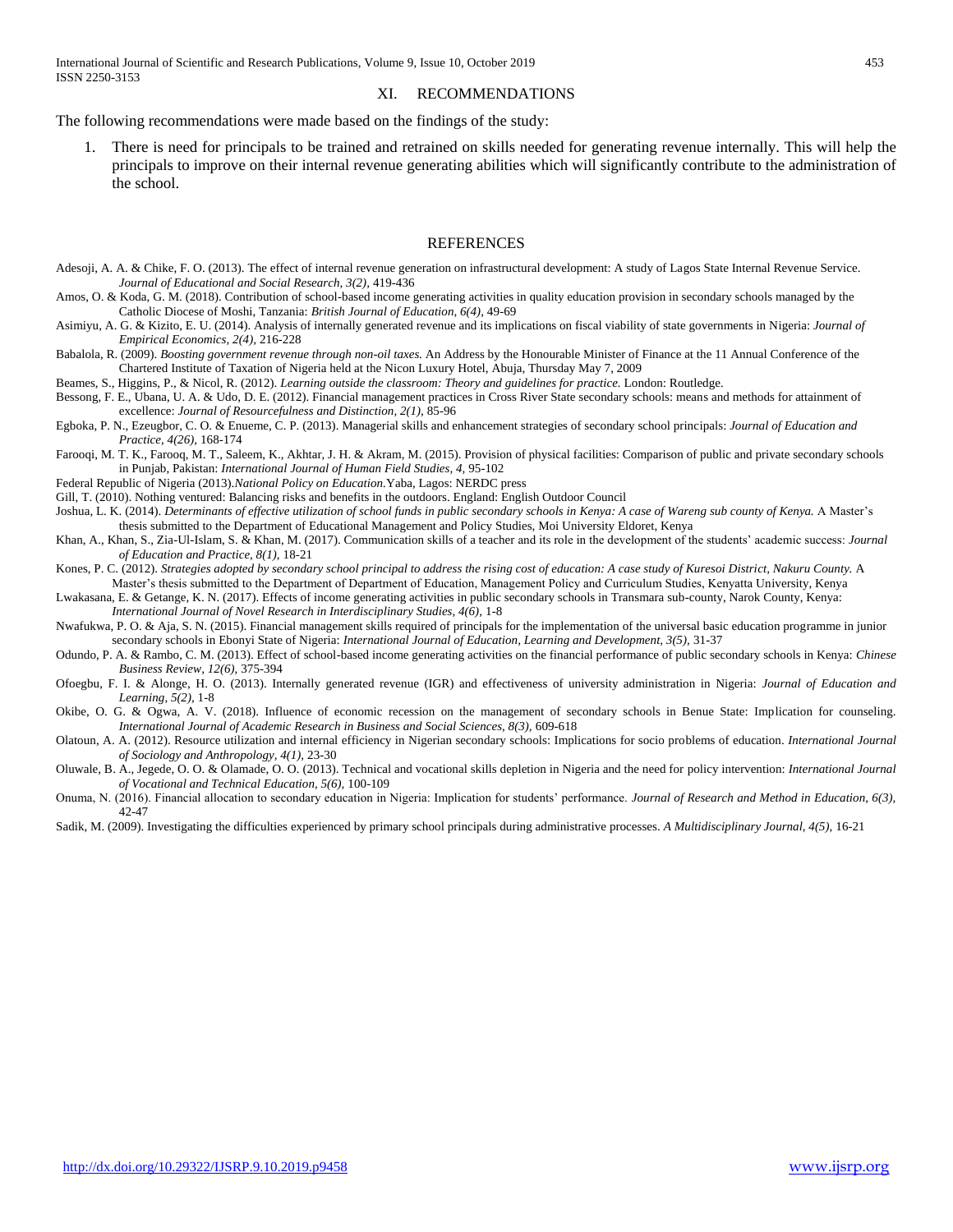## XI. RECOMMENDATIONS

The following recommendations were made based on the findings of the study:

1. There is need for principals to be trained and retrained on skills needed for generating revenue internally. This will help the principals to improve on their internal revenue generating abilities which will significantly contribute to the administration of the school.

## REFERENCES

Adesoji, A. A. & Chike, F. O. (2013). The effect of internal revenue generation on infrastructural development: A study of Lagos State Internal Revenue Service. *Journal of Educational and Social Research, 3(2),* 419-436

Amos, O. & Koda, G. M. (2018). Contribution of school-based income generating activities in quality education provision in secondary schools managed by the Catholic Diocese of Moshi, Tanzania: *British Journal of Education, 6(4),* 49-69

Asimiyu, A. G. & Kizito, E. U. (2014). Analysis of internally generated revenue and its implications on fiscal viability of state governments in Nigeria: *Journal of Empirical Economics, 2(4),* 216-228

Babalola, R. (2009). *Boosting government revenue through non-oil taxes.* An Address by the Honourable Minister of Finance at the 11 Annual Conference of the Chartered Institute of Taxation of Nigeria held at the Nicon Luxury Hotel, Abuja, Thursday May 7, 2009

Beames, S., Higgins, P., & Nicol, R. (2012). *Learning outside the classroom: Theory and guidelines for practice.* London: Routledge.

Bessong, F. E., Ubana, U. A. & Udo, D. E. (2012). Financial management practices in Cross River State secondary schools: means and methods for attainment of excellence: *Journal of Resourcefulness and Distinction, 2(1),* 85-96

Egboka, P. N., Ezeugbor, C. O. & Enueme, C. P. (2013). Managerial skills and enhancement strategies of secondary school principals: *Journal of Education and Practice, 4(26),* 168-174

Farooqi, M. T. K., Farooq, M. T., Saleem, K., Akhtar, J. H. & Akram, M. (2015). Provision of physical facilities: Comparison of public and private secondary schools in Punjab, Pakistan: *International Journal of Human Field Studies, 4,* 95-102

Federal Republic of Nigeria (2013).*National Policy on Education.*Yaba, Lagos: NERDC press

Gill, T. (2010). Nothing ventured: Balancing risks and benefits in the outdoors. England: English Outdoor Council

Joshua, L. K. (2014). *Determinants of effective utilization of school funds in public secondary schools in Kenya: A case of Wareng sub county of Kenya.* A Master's thesis submitted to the Department of Educational Management and Policy Studies, Moi University Eldoret, Kenya

Khan, A., Khan, S., Zia-Ul-Islam, S. & Khan, M. (2017). Communication skills of a teacher and its role in the development of the students' academic success: *Journal of Education and Practice, 8(1),* 18-21

Kones, P. C. (2012). *Strategies adopted by secondary school principal to address the rising cost of education: A case study of Kuresoi District, Nakuru County.* A Master's thesis submitted to the Department of Department of Education, Management Policy and Curriculum Studies, Kenyatta University, Kenya

Lwakasana, E. & Getange, K. N. (2017). Effects of income generating activities in public secondary schools in Transmara sub-county, Narok County, Kenya: *International Journal of Novel Research in Interdisciplinary Studies, 4(6),* 1-8

Nwafukwa, P. O. & Aja, S. N. (2015). Financial management skills required of principals for the implementation of the universal basic education programme in junior secondary schools in Ebonyi State of Nigeria: *International Journal of Education, Learning and Development, 3(5),* 31-37

Odundo, P. A. & Rambo, C. M. (2013). Effect of school-based income generating activities on the financial performance of public secondary schools in Kenya: *Chinese Business Review, 12(6),* 375-394

Ofoegbu, F. I. & Alonge, H. O. (2013). Internally generated revenue (IGR) and effectiveness of university administration in Nigeria: *Journal of Education and Learning, 5(2),* 1-8

Okibe, O. G. & Ogwa, A. V. (2018). Influence of economic recession on the management of secondary schools in Benue State: Implication for counseling. *International Journal of Academic Research in Business and Social Sciences, 8(3),* 609-618

Olatoun, A. A. (2012). Resource utilization and internal efficiency in Nigerian secondary schools: Implications for socio problems of education. *International Journal of Sociology and Anthropology, 4(1),* 23-30

Oluwale, B. A., Jegede, O. O. & Olamade, O. O. (2013). Technical and vocational skills depletion in Nigeria and the need for policy intervention: *International Journal of Vocational and Technical Education, 5(6),* 100-109

Onuma, N. (2016). Financial allocation to secondary education in Nigeria: Implication for students' performance. *Journal of Research and Method in Education, 6(3),* 42-47

Sadik, M. (2009). Investigating the difficulties experienced by primary school principals during administrative processes. *A Multidisciplinary Journal, 4(5),* 16-21